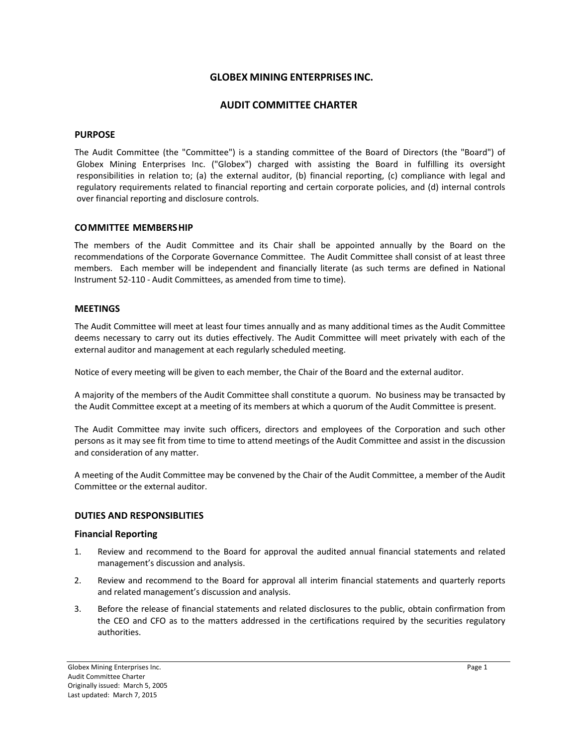# GLOBEX MINING ENTERPRISES INC.

# AUDIT COMMITTEE CHARTER

## PURPOSE

The Audit Committee (the "Committee") is a standing committee of the Board of Directors (the "Board") of Globex Mining Enterprises Inc. ("Globex") charged with assisting the Board in fulfilling its oversight responsibilities in relation to; (a) the external auditor, (b) financial reporting, (c) compliance with legal and regulatory requirements related to financial reporting and certain corporate policies, and (d) internal controls over financial reporting and disclosure controls.

## COMMITTEE MEMBERSHIP

The members of the Audit Committee and its Chair shall be appointed annually by the Board on the recommendations of the Corporate Governance Committee. The Audit Committee shall consist of at least three members. Each member will be independent and financially literate (as such terms are defined in National Instrument 52-110 - Audit Committees, as amended from time to time).

## MEETINGS

The Audit Committee will meet at least four times annually and as many additional times as the Audit Committee deems necessary to carry out its duties effectively. The Audit Committee will meet privately with each of the external auditor and management at each regularly scheduled meeting.

Notice of every meeting will be given to each member, the Chair of the Board and the external auditor.

A majority of the members of the Audit Committee shall constitute a quorum. No business may be transacted by the Audit Committee except at a meeting of its members at which a quorum of the Audit Committee is present.

The Audit Committee may invite such officers, directors and employees of the Corporation and such other persons as it may see fit from time to time to attend meetings of the Audit Committee and assist in the discussion and consideration of any matter.

A meeting of the Audit Committee may be convened by the Chair of the Audit Committee, a member of the Audit Committee or the external auditor.

## DUTIES AND RESPONSIBLITIES

### Financial Reporting

1. Review and recommend to the Board for approval the audited annual financial statements and related management's discussion and analysis.
2. Review and recommend to the Board for approval all interim financial statements and quarterly reports and related management's discussion and analysis.
3. Before the release of financial statements and related disclosures to the public, obtain confirmation from the CEO and CFO as to the matters addressed in the certifications required by the securities regulatory authorities.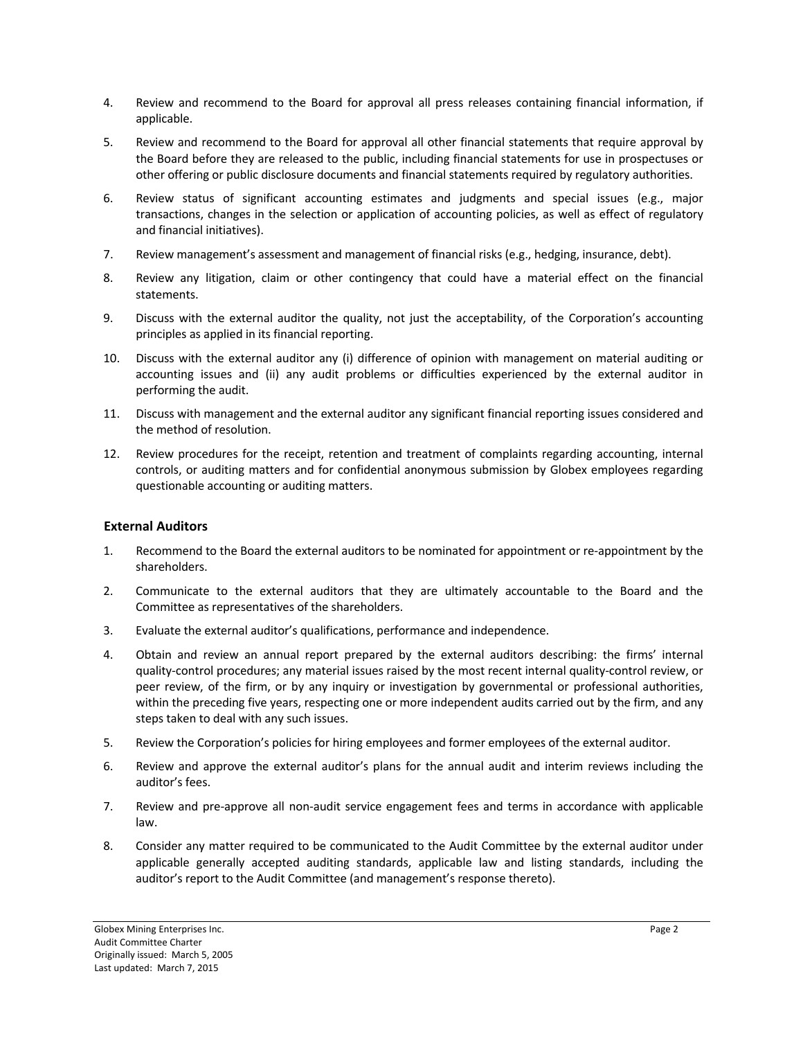4. Review and recommend to the Board for approval all press releases containing financial information, if applicable.

5. Review and recommend to the Board for approval all other financial statements that require approval by the Board before they are released to the public, including financial statements for use in prospectuses or other offering or public disclosure documents and financial statements required by regulatory authorities.

6. Review status of significant accounting estimates and judgments and special issues (e.g., major transactions, changes in the selection or application of accounting policies, as well as effect of regulatory and financial initiatives).

7. Review management's assessment and management of financial risks (e.g., hedging, insurance, debt).

8. Review any litigation, claim or other contingency that could have a material effect on the financial statements.

9. Discuss with the external auditor the quality, not just the acceptability, of the Corporation's accounting principles as applied in its financial reporting.

10. Discuss with the external auditor any (i) difference of opinion with management on material auditing or accounting issues and (ii) any audit problems or difficulties experienced by the external auditor in performing the audit.

11. Discuss with management and the external auditor any significant financial reporting issues considered and the method of resolution.

12. Review procedures for the receipt, retention and treatment of complaints regarding accounting, internal controls, or auditing matters and for confidential anonymous submission by Globex employees regarding questionable accounting or auditing matters.

### External Auditors

1. Recommend to the Board the external auditors to be nominated for appointment or re-appointment by the shareholders.

2. Communicate to the external auditors that they are ultimately accountable to the Board and the Committee as representatives of the shareholders.

3. Evaluate the external auditor's qualifications, performance and independence.

4. Obtain and review an annual report prepared by the external auditors describing: the firms' internal quality-control procedures; any material issues raised by the most recent internal quality-control review, or peer review, of the firm, or by any inquiry or investigation by governmental or professional authorities, within the preceding five years, respecting one or more independent audits carried out by the firm, and any steps taken to deal with any such issues.

5. Review the Corporation's policies for hiring employees and former employees of the external auditor.

6. Review and approve the external auditor's plans for the annual audit and interim reviews including the auditor's fees.

7. Review and pre-approve all non-audit service engagement fees and terms in accordance with applicable law.

8. Consider any matter required to be communicated to the Audit Committee by the external auditor under applicable generally accepted auditing standards, applicable law and listing standards, including the auditor's report to the Audit Committee (and management's response thereto).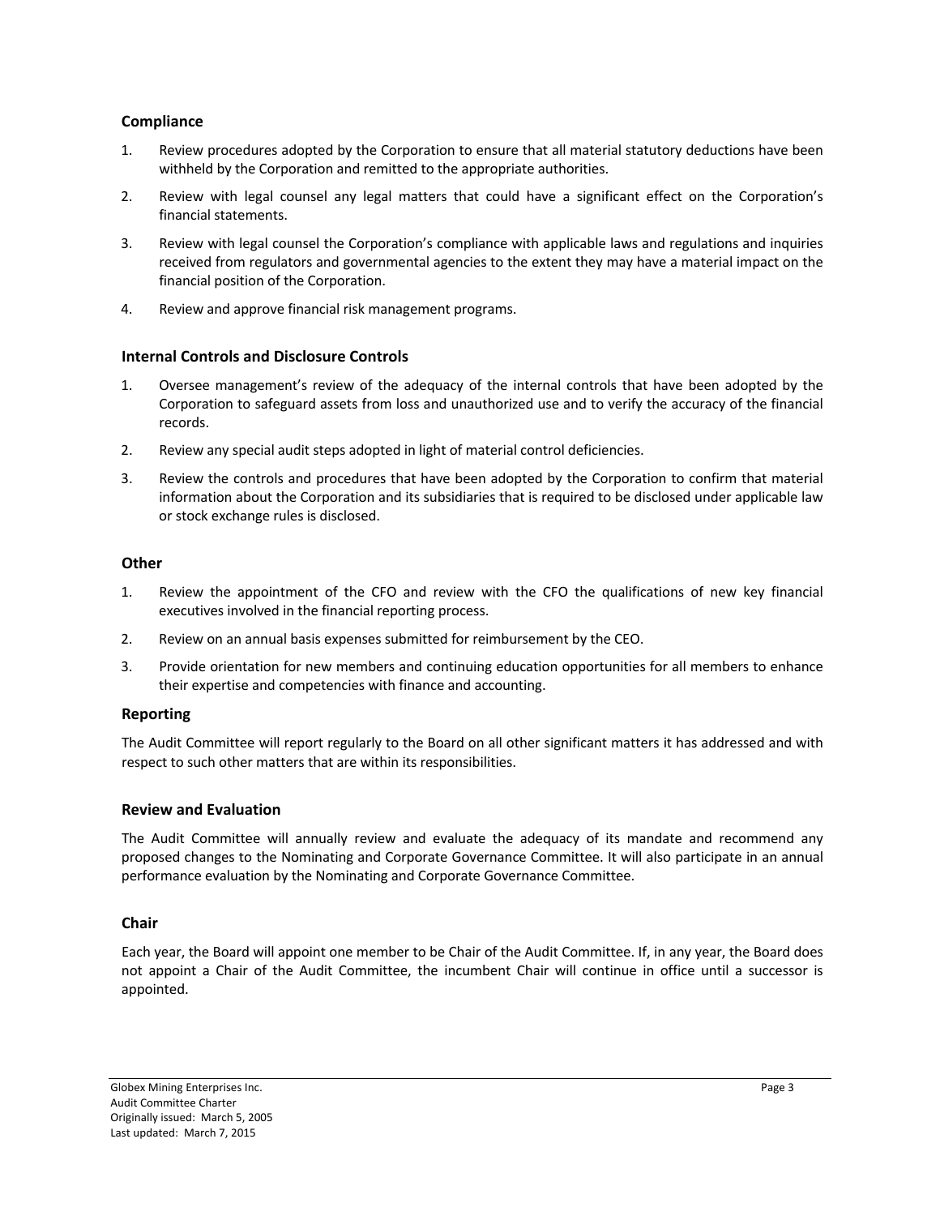### Compliance

1. Review procedures adopted by the Corporation to ensure that all material statutory deductions have been withheld by the Corporation and remitted to the appropriate authorities.
2. Review with legal counsel any legal matters that could have a significant effect on the Corporation's financial statements.
3. Review with legal counsel the Corporation's compliance with applicable laws and regulations and inquiries received from regulators and governmental agencies to the extent they may have a material impact on the financial position of the Corporation.
4. Review and approve financial risk management programs.

### Internal Controls and Disclosure Controls

1. Oversee management's review of the adequacy of the internal controls that have been adopted by the Corporation to safeguard assets from loss and unauthorized use and to verify the accuracy of the financial records.
2. Review any special audit steps adopted in light of material control deficiencies.
3. Review the controls and procedures that have been adopted by the Corporation to confirm that material information about the Corporation and its subsidiaries that is required to be disclosed under applicable law or stock exchange rules is disclosed.

### Other

1. Review the appointment of the CFO and review with the CFO the qualifications of new key financial executives involved in the financial reporting process.
2. Review on an annual basis expenses submitted for reimbursement by the CEO.
3. Provide orientation for new members and continuing education opportunities for all members to enhance their expertise and competencies with finance and accounting.

### Reporting

The Audit Committee will report regularly to the Board on all other significant matters it has addressed and with respect to such other matters that are within its responsibilities.

### Review and Evaluation

The Audit Committee will annually review and evaluate the adequacy of its mandate and recommend any proposed changes to the Nominating and Corporate Governance Committee. It will also participate in an annual performance evaluation by the Nominating and Corporate Governance Committee.

### Chair

Each year, the Board will appoint one member to be Chair of the Audit Committee. If, in any year, the Board does not appoint a Chair of the Audit Committee, the incumbent Chair will continue in office until a successor is appointed.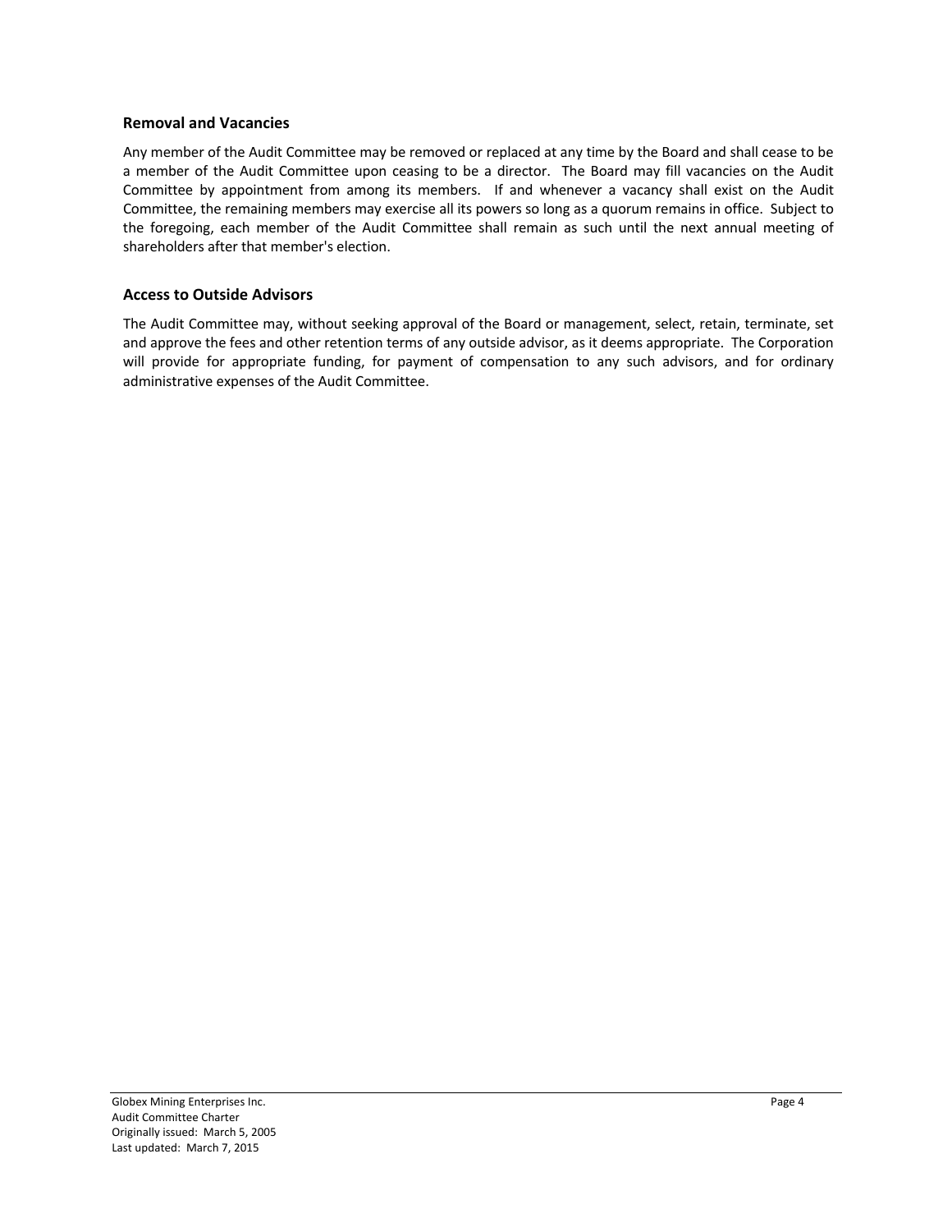### Removal and Vacancies

Any member of the Audit Committee may be removed or replaced at any time by the Board and shall cease to be a member of the Audit Committee upon ceasing to be a director. The Board may fill vacancies on the Audit Committee by appointment from among its members. If and whenever a vacancy shall exist on the Audit Committee, the remaining members may exercise all its powers so long as a quorum remains in office. Subject to the foregoing, each member of the Audit Committee shall remain as such until the next annual meeting of shareholders after that member's election.

### Access to Outside Advisors

The Audit Committee may, without seeking approval of the Board or management, select, retain, terminate, set and approve the fees and other retention terms of any outside advisor, as it deems appropriate. The Corporation will provide for appropriate funding, for payment of compensation to any such advisors, and for ordinary administrative expenses of the Audit Committee.